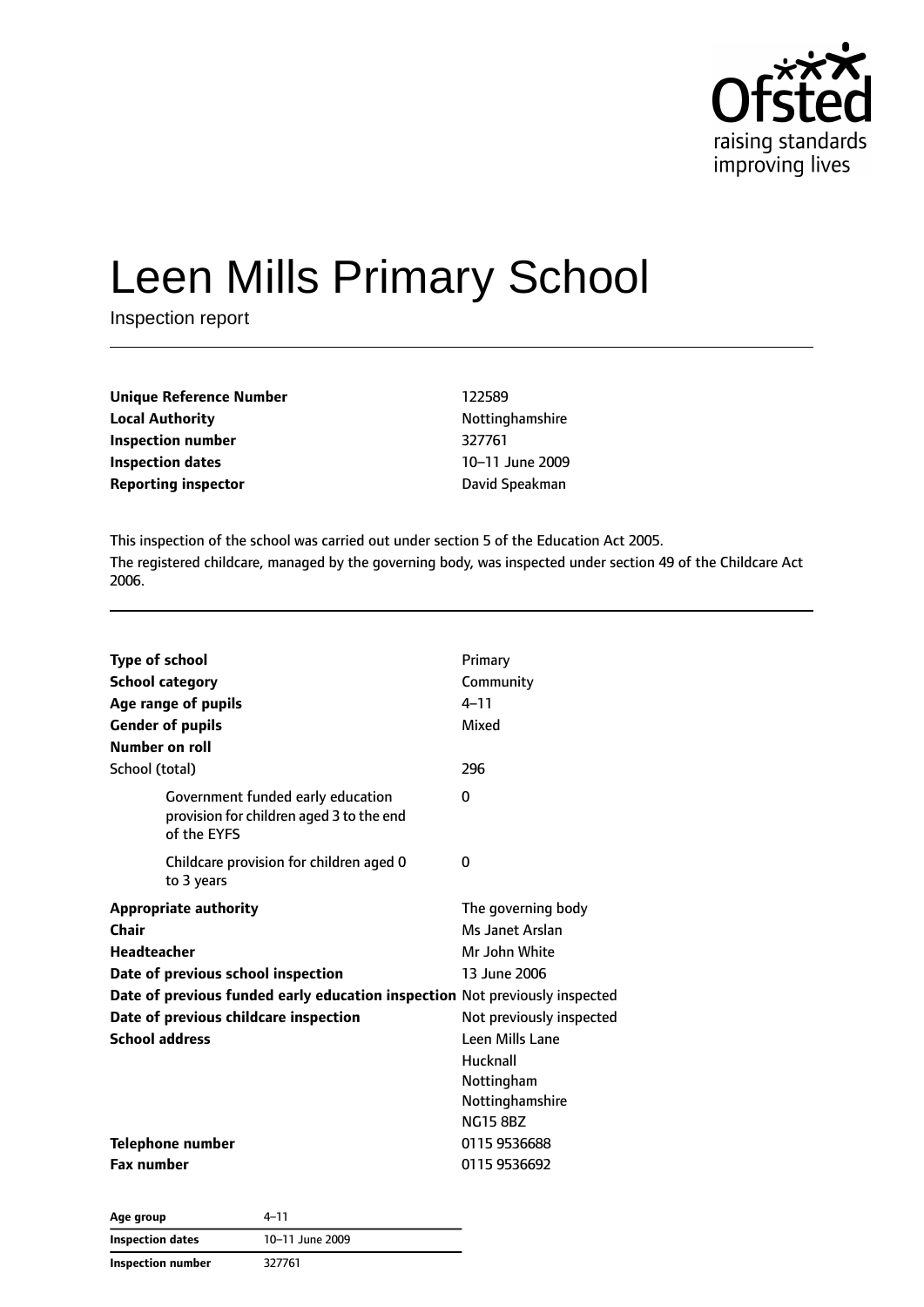Ofsted
raising standards
improving lives

# Leen Mills Primary School

Inspection report

| | |
|---|---|
| **Unique Reference Number** | 122589 |
| **Local Authority** | Nottinghamshire |
| **Inspection number** | 327761 |
| **Inspection dates** | 10–11 June 2009 |
| **Reporting inspector** | David Speakman |

This inspection of the school was carried out under section 5 of the Education Act 2005.

The registered childcare, managed by the governing body, was inspected under section 49 of the Childcare Act 2006.

| | |
|---|---|
| **Type of school** | Primary |
| **School category** | Community |
| **Age range of pupils** | 4–11 |
| **Gender of pupils** | Mixed |
| **Number on roll** | |
| School (total) | 296 |
| Government funded early education provision for children aged 3 to the end of the EYFS | 0 |
| Childcare provision for children aged 0 to 3 years | 0 |
| **Appropriate authority** | The governing body |
| **Chair** | Ms Janet Arslan |
| **Headteacher** | Mr John White |
| **Date of previous school inspection** | 13 June 2006 |
| **Date of previous funded early education inspection** | Not previously inspected |
| **Date of previous childcare inspection** | Not previously inspected |
| **School address** | Leen Mills Lane<br>Hucknall<br>Nottingham<br>Nottinghamshire<br>NG15 8BZ |
| **Telephone number** | 0115 9536688 |
| **Fax number** | 0115 9536692 |

| | |
|---|---|
| **Age group** | 4–11 |
| **Inspection dates** | 10–11 June 2009 |
| **Inspection number** | 327761 |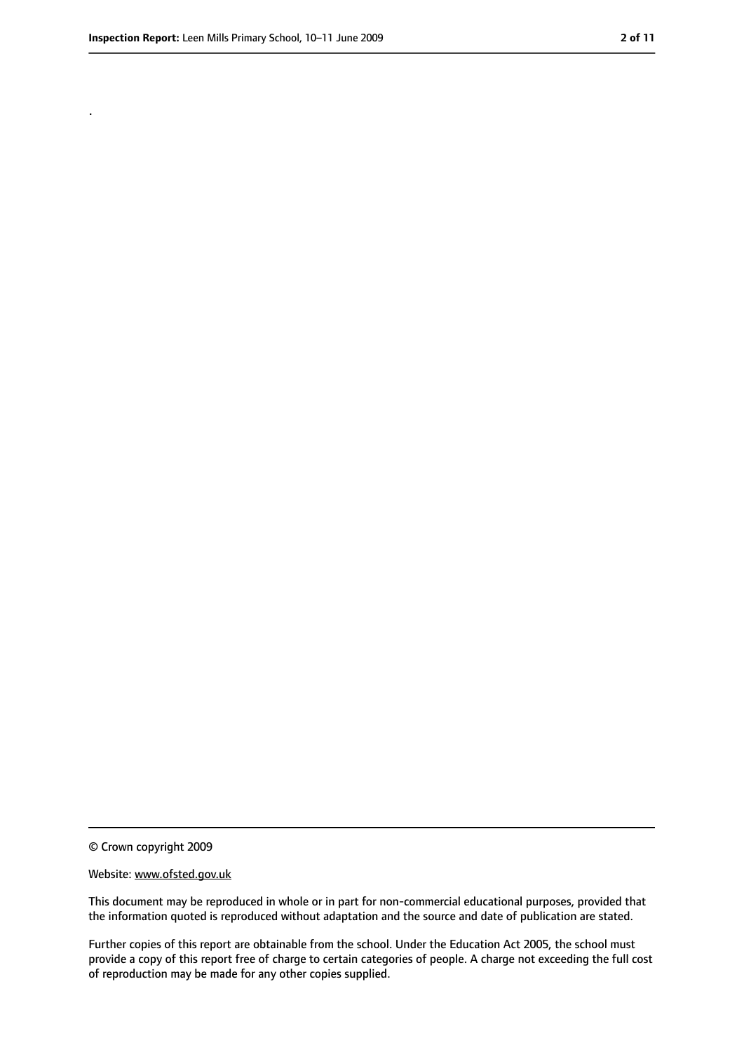.

© Crown copyright 2009

Website: www.ofsted.gov.uk

This document may be reproduced in whole or in part for non-commercial educational purposes, provided that the information quoted is reproduced without adaptation and the source and date of publication are stated.

Further copies of this report are obtainable from the school. Under the Education Act 2005, the school must provide a copy of this report free of charge to certain categories of people. A charge not exceeding the full cost of reproduction may be made for any other copies supplied.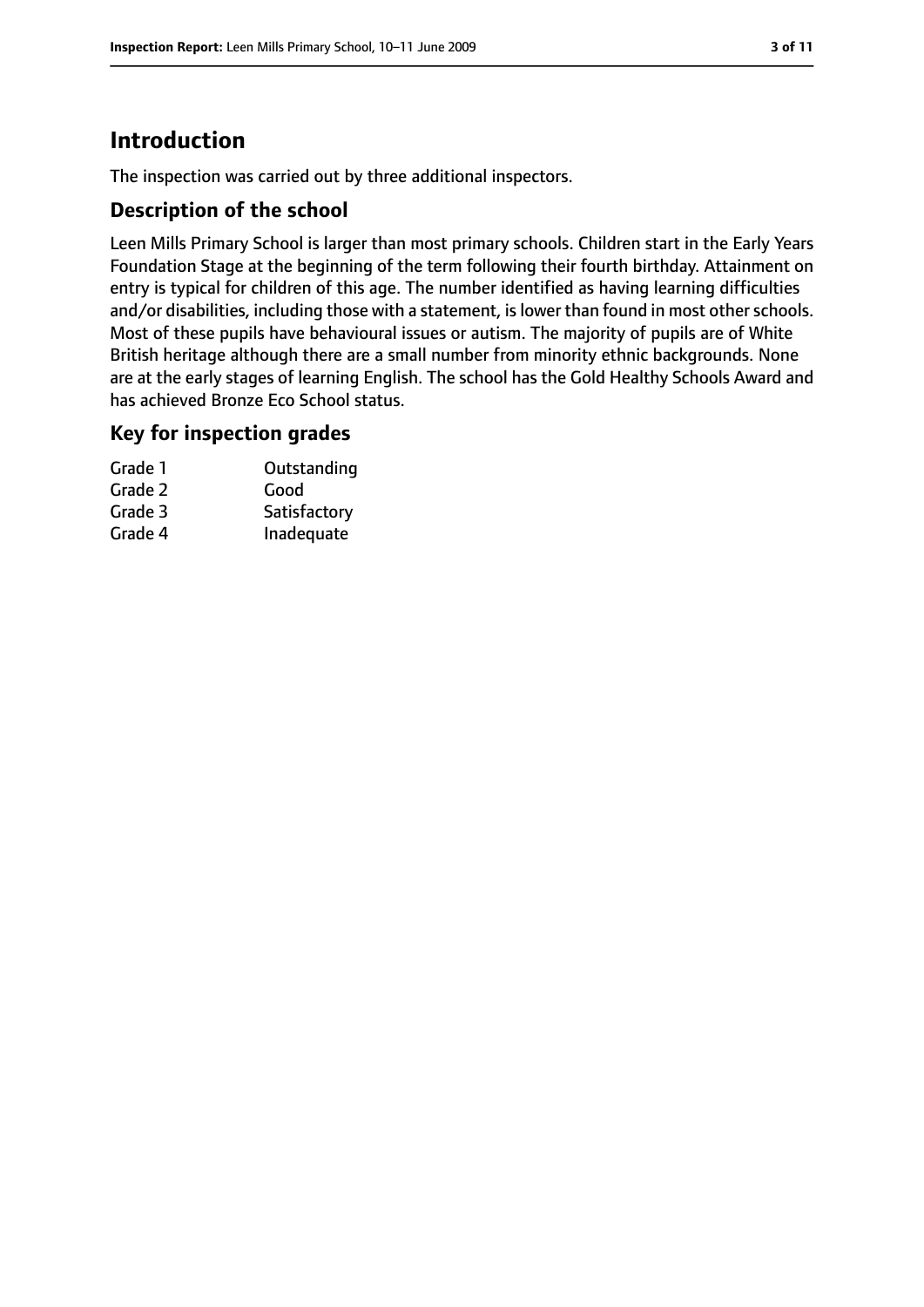# Introduction

The inspection was carried out by three additional inspectors.

## Description of the school

Leen Mills Primary School is larger than most primary schools. Children start in the Early Years Foundation Stage at the beginning of the term following their fourth birthday. Attainment on entry is typical for children of this age. The number identified as having learning difficulties and/or disabilities, including those with a statement, is lower than found in most other schools. Most of these pupils have behavioural issues or autism. The majority of pupils are of White British heritage although there are a small number from minority ethnic backgrounds. None are at the early stages of learning English. The school has the Gold Healthy Schools Award and has achieved Bronze Eco School status.

## Key for inspection grades

| | |
|---|---|
| Grade 1 | Outstanding |
| Grade 2 | Good |
| Grade 3 | Satisfactory |
| Grade 4 | Inadequate |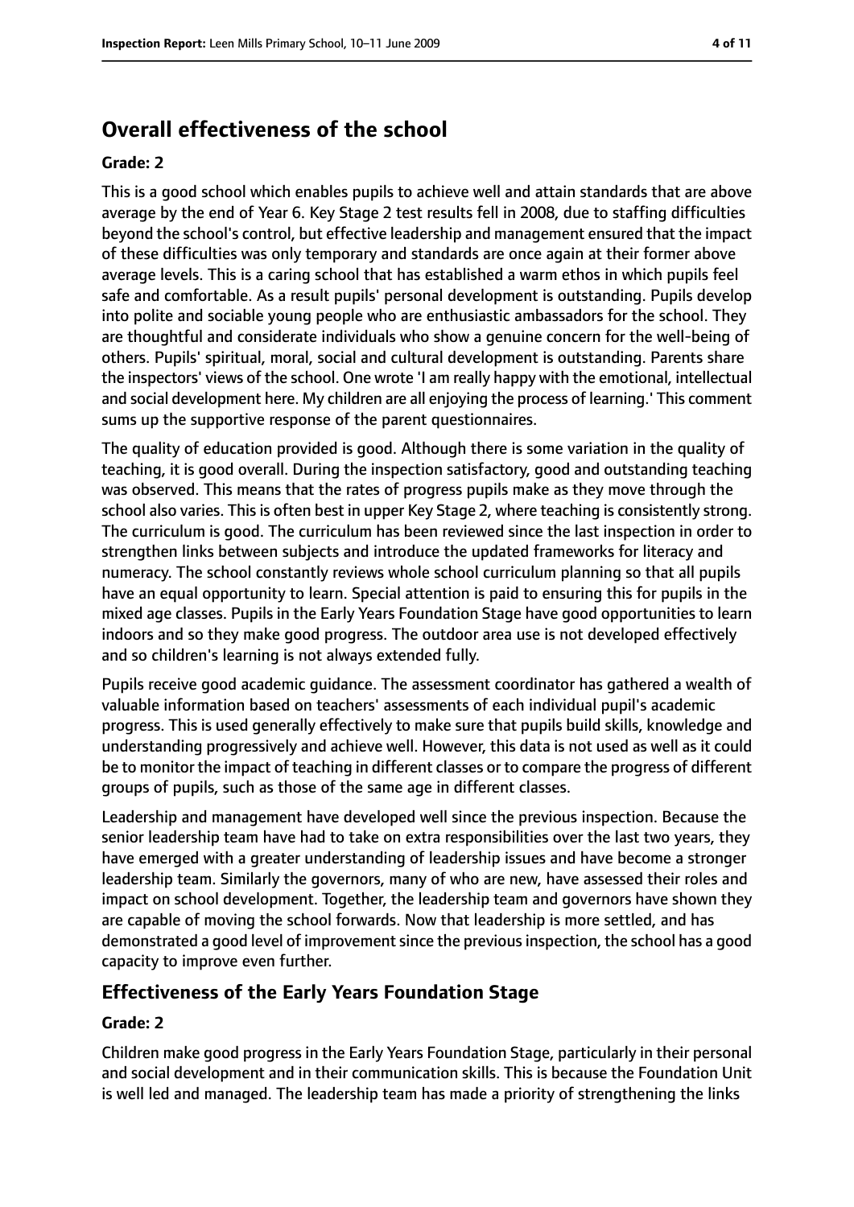## Overall effectiveness of the school

**Grade: 2**

This is a good school which enables pupils to achieve well and attain standards that are above average by the end of Year 6. Key Stage 2 test results fell in 2008, due to staffing difficulties beyond the school's control, but effective leadership and management ensured that the impact of these difficulties was only temporary and standards are once again at their former above average levels. This is a caring school that has established a warm ethos in which pupils feel safe and comfortable. As a result pupils' personal development is outstanding. Pupils develop into polite and sociable young people who are enthusiastic ambassadors for the school. They are thoughtful and considerate individuals who show a genuine concern for the well-being of others. Pupils' spiritual, moral, social and cultural development is outstanding. Parents share the inspectors' views of the school. One wrote 'I am really happy with the emotional, intellectual and social development here. My children are all enjoying the process of learning.' This comment sums up the supportive response of the parent questionnaires.

The quality of education provided is good. Although there is some variation in the quality of teaching, it is good overall. During the inspection satisfactory, good and outstanding teaching was observed. This means that the rates of progress pupils make as they move through the school also varies. This is often best in upper Key Stage 2, where teaching is consistently strong. The curriculum is good. The curriculum has been reviewed since the last inspection in order to strengthen links between subjects and introduce the updated frameworks for literacy and numeracy. The school constantly reviews whole school curriculum planning so that all pupils have an equal opportunity to learn. Special attention is paid to ensuring this for pupils in the mixed age classes. Pupils in the Early Years Foundation Stage have good opportunities to learn indoors and so they make good progress. The outdoor area use is not developed effectively and so children's learning is not always extended fully.

Pupils receive good academic guidance. The assessment coordinator has gathered a wealth of valuable information based on teachers' assessments of each individual pupil's academic progress. This is used generally effectively to make sure that pupils build skills, knowledge and understanding progressively and achieve well. However, this data is not used as well as it could be to monitor the impact of teaching in different classes or to compare the progress of different groups of pupils, such as those of the same age in different classes.

Leadership and management have developed well since the previous inspection. Because the senior leadership team have had to take on extra responsibilities over the last two years, they have emerged with a greater understanding of leadership issues and have become a stronger leadership team. Similarly the governors, many of who are new, have assessed their roles and impact on school development. Together, the leadership team and governors have shown they are capable of moving the school forwards. Now that leadership is more settled, and has demonstrated a good level of improvement since the previous inspection, the school has a good capacity to improve even further.

### Effectiveness of the Early Years Foundation Stage

**Grade: 2**

Children make good progress in the Early Years Foundation Stage, particularly in their personal and social development and in their communication skills. This is because the Foundation Unit is well led and managed. The leadership team has made a priority of strengthening the links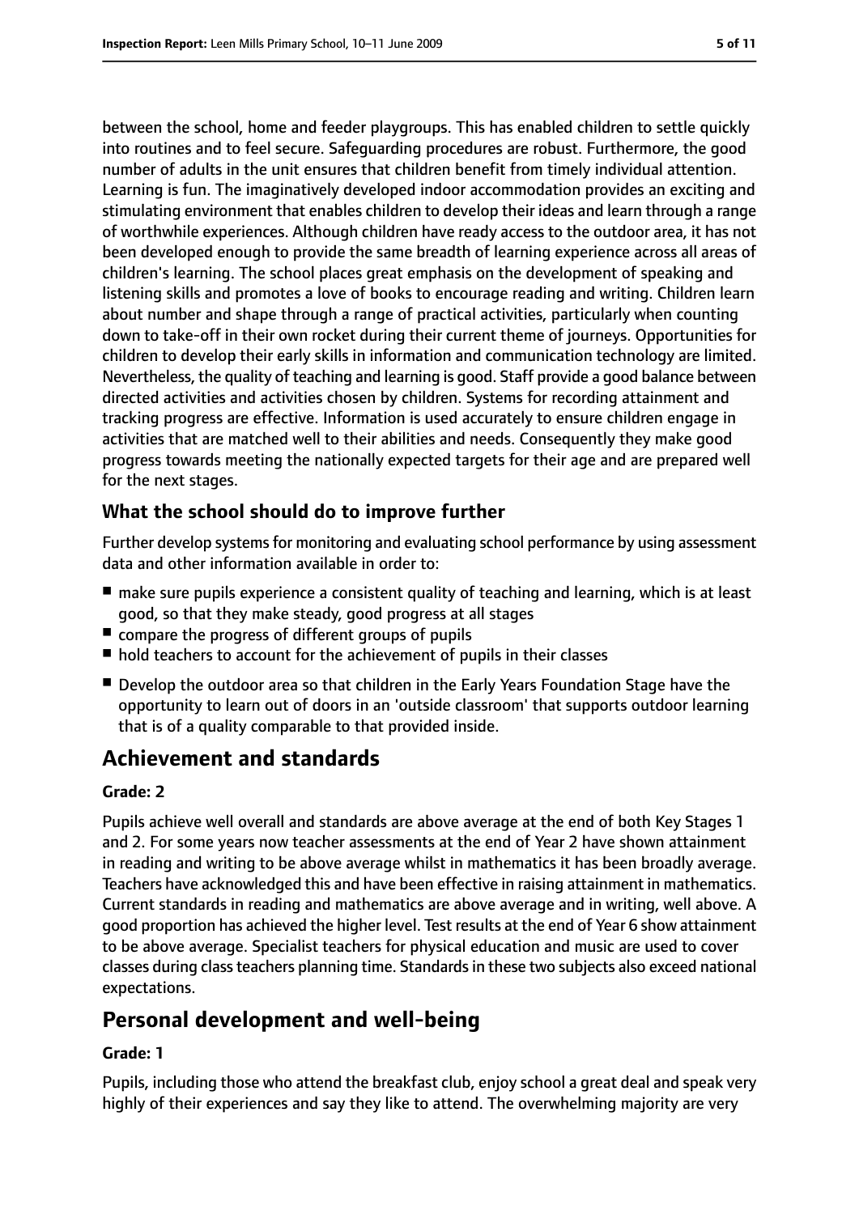between the school, home and feeder playgroups. This has enabled children to settle quickly into routines and to feel secure. Safeguarding procedures are robust. Furthermore, the good number of adults in the unit ensures that children benefit from timely individual attention. Learning is fun. The imaginatively developed indoor accommodation provides an exciting and stimulating environment that enables children to develop their ideas and learn through a range of worthwhile experiences. Although children have ready access to the outdoor area, it has not been developed enough to provide the same breadth of learning experience across all areas of children's learning. The school places great emphasis on the development of speaking and listening skills and promotes a love of books to encourage reading and writing. Children learn about number and shape through a range of practical activities, particularly when counting down to take-off in their own rocket during their current theme of journeys. Opportunities for children to develop their early skills in information and communication technology are limited. Nevertheless, the quality of teaching and learning is good. Staff provide a good balance between directed activities and activities chosen by children. Systems for recording attainment and tracking progress are effective. Information is used accurately to ensure children engage in activities that are matched well to their abilities and needs. Consequently they make good progress towards meeting the nationally expected targets for their age and are prepared well for the next stages.

### What the school should do to improve further

Further develop systems for monitoring and evaluating school performance by using assessment data and other information available in order to:

- make sure pupils experience a consistent quality of teaching and learning, which is at least good, so that they make steady, good progress at all stages
- compare the progress of different groups of pupils
- hold teachers to account for the achievement of pupils in their classes
- Develop the outdoor area so that children in the Early Years Foundation Stage have the opportunity to learn out of doors in an 'outside classroom' that supports outdoor learning that is of a quality comparable to that provided inside.

## Achievement and standards

**Grade: 2**

Pupils achieve well overall and standards are above average at the end of both Key Stages 1 and 2. For some years now teacher assessments at the end of Year 2 have shown attainment in reading and writing to be above average whilst in mathematics it has been broadly average. Teachers have acknowledged this and have been effective in raising attainment in mathematics. Current standards in reading and mathematics are above average and in writing, well above. A good proportion has achieved the higher level. Test results at the end of Year 6 show attainment to be above average. Specialist teachers for physical education and music are used to cover classes during class teachers planning time. Standards in these two subjects also exceed national expectations.

## Personal development and well-being

**Grade: 1**

Pupils, including those who attend the breakfast club, enjoy school a great deal and speak very highly of their experiences and say they like to attend. The overwhelming majority are very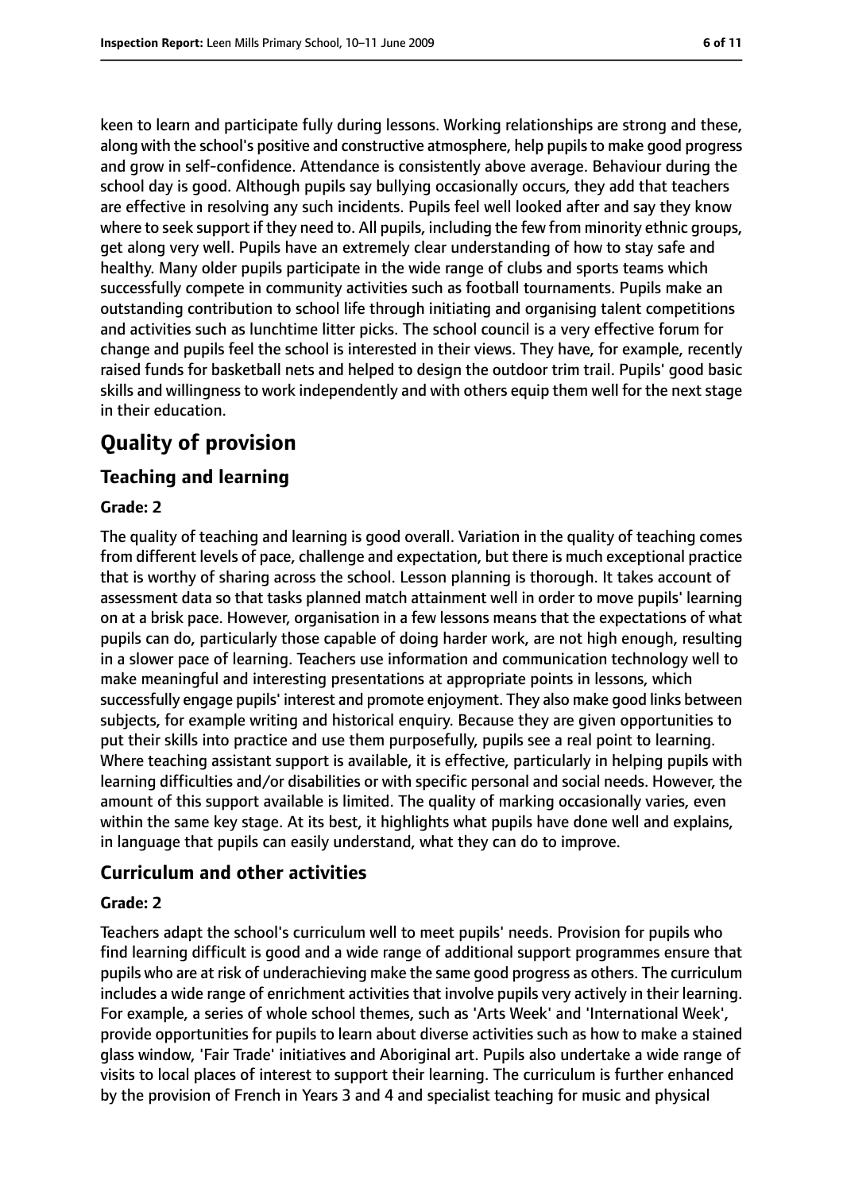keen to learn and participate fully during lessons. Working relationships are strong and these, along with the school's positive and constructive atmosphere, help pupils to make good progress and grow in self-confidence. Attendance is consistently above average. Behaviour during the school day is good. Although pupils say bullying occasionally occurs, they add that teachers are effective in resolving any such incidents. Pupils feel well looked after and say they know where to seek support if they need to. All pupils, including the few from minority ethnic groups, get along very well. Pupils have an extremely clear understanding of how to stay safe and healthy. Many older pupils participate in the wide range of clubs and sports teams which successfully compete in community activities such as football tournaments. Pupils make an outstanding contribution to school life through initiating and organising talent competitions and activities such as lunchtime litter picks. The school council is a very effective forum for change and pupils feel the school is interested in their views. They have, for example, recently raised funds for basketball nets and helped to design the outdoor trim trail. Pupils' good basic skills and willingness to work independently and with others equip them well for the next stage in their education.

# Quality of provision

## Teaching and learning

**Grade: 2**

The quality of teaching and learning is good overall. Variation in the quality of teaching comes from different levels of pace, challenge and expectation, but there is much exceptional practice that is worthy of sharing across the school. Lesson planning is thorough. It takes account of assessment data so that tasks planned match attainment well in order to move pupils' learning on at a brisk pace. However, organisation in a few lessons means that the expectations of what pupils can do, particularly those capable of doing harder work, are not high enough, resulting in a slower pace of learning. Teachers use information and communication technology well to make meaningful and interesting presentations at appropriate points in lessons, which successfully engage pupils' interest and promote enjoyment. They also make good links between subjects, for example writing and historical enquiry. Because they are given opportunities to put their skills into practice and use them purposefully, pupils see a real point to learning. Where teaching assistant support is available, it is effective, particularly in helping pupils with learning difficulties and/or disabilities or with specific personal and social needs. However, the amount of this support available is limited. The quality of marking occasionally varies, even within the same key stage. At its best, it highlights what pupils have done well and explains, in language that pupils can easily understand, what they can do to improve.

## Curriculum and other activities

**Grade: 2**

Teachers adapt the school's curriculum well to meet pupils' needs. Provision for pupils who find learning difficult is good and a wide range of additional support programmes ensure that pupils who are at risk of underachieving make the same good progress as others. The curriculum includes a wide range of enrichment activities that involve pupils very actively in their learning. For example, a series of whole school themes, such as 'Arts Week' and 'International Week', provide opportunities for pupils to learn about diverse activities such as how to make a stained glass window, 'Fair Trade' initiatives and Aboriginal art. Pupils also undertake a wide range of visits to local places of interest to support their learning. The curriculum is further enhanced by the provision of French in Years 3 and 4 and specialist teaching for music and physical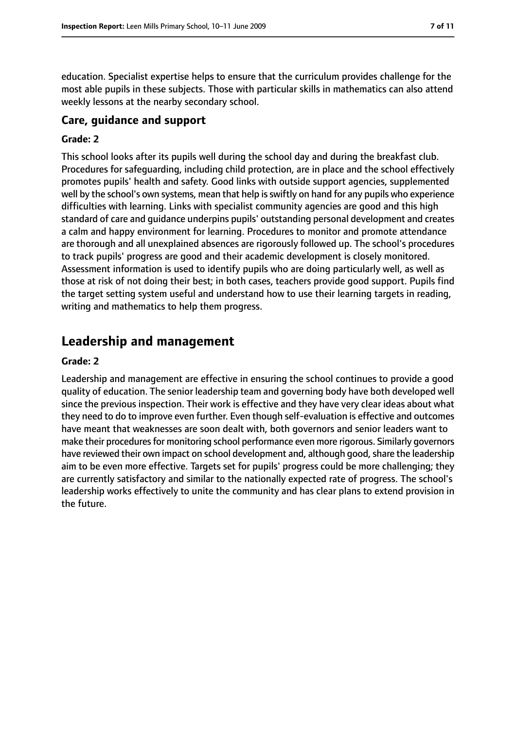education. Specialist expertise helps to ensure that the curriculum provides challenge for the most able pupils in these subjects. Those with particular skills in mathematics can also attend weekly lessons at the nearby secondary school.

### Care, guidance and support

#### Grade: 2

This school looks after its pupils well during the school day and during the breakfast club. Procedures for safeguarding, including child protection, are in place and the school effectively promotes pupils' health and safety. Good links with outside support agencies, supplemented well by the school's own systems, mean that help is swiftly on hand for any pupils who experience difficulties with learning. Links with specialist community agencies are good and this high standard of care and guidance underpins pupils' outstanding personal development and creates a calm and happy environment for learning. Procedures to monitor and promote attendance are thorough and all unexplained absences are rigorously followed up. The school's procedures to track pupils' progress are good and their academic development is closely monitored. Assessment information is used to identify pupils who are doing particularly well, as well as those at risk of not doing their best; in both cases, teachers provide good support. Pupils find the target setting system useful and understand how to use their learning targets in reading, writing and mathematics to help them progress.

## Leadership and management

#### Grade: 2

Leadership and management are effective in ensuring the school continues to provide a good quality of education. The senior leadership team and governing body have both developed well since the previous inspection. Their work is effective and they have very clear ideas about what they need to do to improve even further. Even though self-evaluation is effective and outcomes have meant that weaknesses are soon dealt with, both governors and senior leaders want to make their procedures for monitoring school performance even more rigorous. Similarly governors have reviewed their own impact on school development and, although good, share the leadership aim to be even more effective. Targets set for pupils' progress could be more challenging; they are currently satisfactory and similar to the nationally expected rate of progress. The school's leadership works effectively to unite the community and has clear plans to extend provision in the future.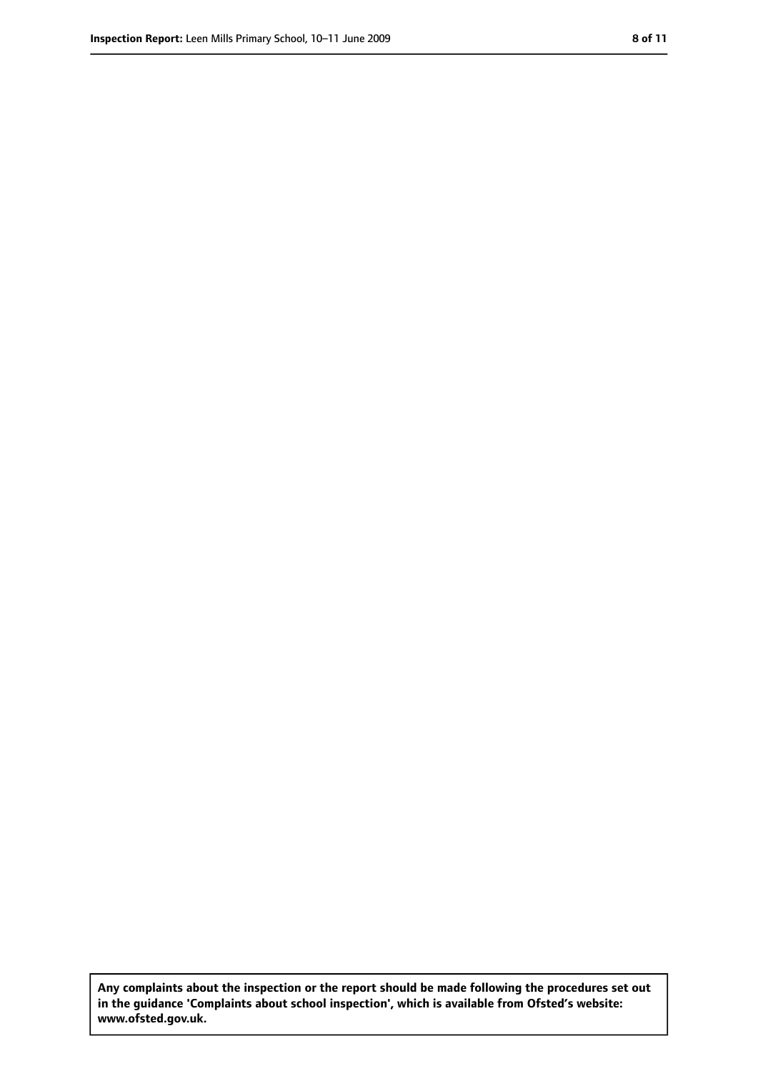**Any complaints about the inspection or the report should be made following the procedures set out in the guidance 'Complaints about school inspection', which is available from Ofsted's website: www.ofsted.gov.uk.**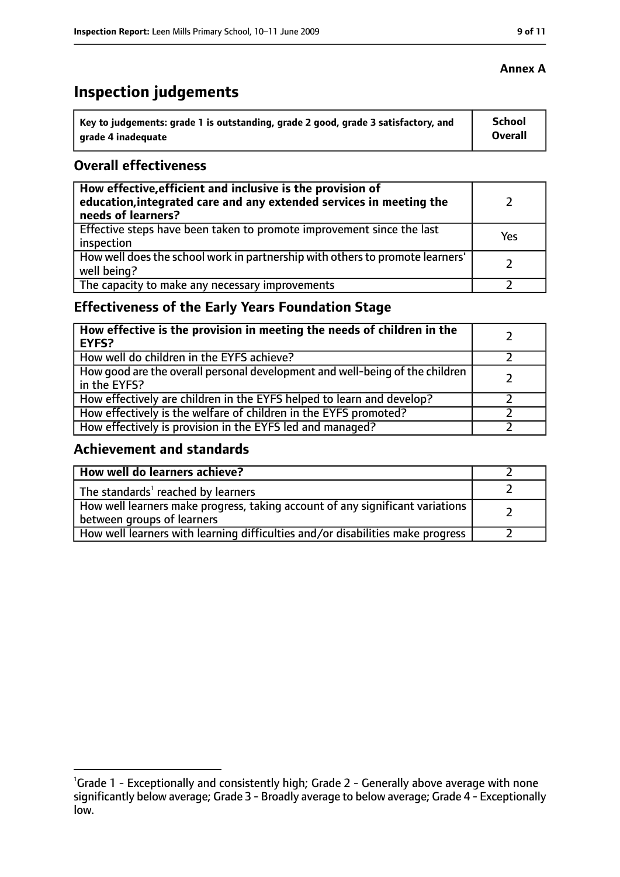**Annex A**

# Inspection judgements

| Key to judgements: grade 1 is outstanding, grade 2 good, grade 3 satisfactory, and grade 4 inadequate | School Overall |
| --- | --- |

## Overall effectiveness

| | |
| --- | --- |
| **How effective, efficient and inclusive is the provision of education, integrated care and any extended services in meeting the needs of learners?** | 2 |
| Effective steps have been taken to promote improvement since the last inspection | Yes |
| How well does the school work in partnership with others to promote learners' well being? | 2 |
| The capacity to make any necessary improvements | 2 |

## Effectiveness of the Early Years Foundation Stage

| | |
| --- | --- |
| **How effective is the provision in meeting the needs of children in the EYFS?** | 2 |
| How well do children in the EYFS achieve? | 2 |
| How good are the overall personal development and well-being of the children in the EYFS? | 2 |
| How effectively are children in the EYFS helped to learn and develop? | 2 |
| How effectively is the welfare of children in the EYFS promoted? | 2 |
| How effectively is provision in the EYFS led and managed? | 2 |

## Achievement and standards

| | |
| --- | --- |
| **How well do learners achieve?** | 2 |
| The standards[1] reached by learners | 2 |
| How well learners make progress, taking account of any significant variations between groups of learners | 2 |
| How well learners with learning difficulties and/or disabilities make progress | 2 |

[1] Grade 1 - Exceptionally and consistently high; Grade 2 - Generally above average with none significantly below average; Grade 3 - Broadly average to below average; Grade 4 - Exceptionally low.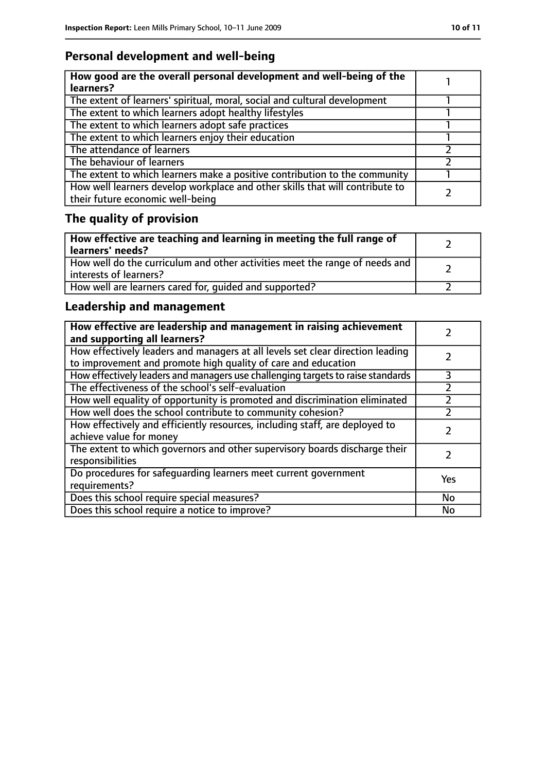## Personal development and well-being

| How good are the overall personal development and well-being of the learners? | 1 |
|---|---|
| The extent of learners' spiritual, moral, social and cultural development | 1 |
| The extent to which learners adopt healthy lifestyles | 1 |
| The extent to which learners adopt safe practices | 1 |
| The extent to which learners enjoy their education | 1 |
| The attendance of learners | 2 |
| The behaviour of learners | 2 |
| The extent to which learners make a positive contribution to the community | 1 |
| How well learners develop workplace and other skills that will contribute to their future economic well-being | 2 |

## The quality of provision

| How effective are teaching and learning in meeting the full range of learners' needs? | 2 |
|---|---|
| How well do the curriculum and other activities meet the range of needs and interests of learners? | 2 |
| How well are learners cared for, guided and supported? | 2 |

## Leadership and management

| How effective are leadership and management in raising achievement and supporting all learners? | 2 |
|---|---|
| How effectively leaders and managers at all levels set clear direction leading to improvement and promote high quality of care and education | 2 |
| How effectively leaders and managers use challenging targets to raise standards | 3 |
| The effectiveness of the school's self-evaluation | 2 |
| How well equality of opportunity is promoted and discrimination eliminated | 2 |
| How well does the school contribute to community cohesion? | 2 |
| How effectively and efficiently resources, including staff, are deployed to achieve value for money | 2 |
| The extent to which governors and other supervisory boards discharge their responsibilities | 2 |
| Do procedures for safeguarding learners meet current government requirements? | Yes |
| Does this school require special measures? | No |
| Does this school require a notice to improve? | No |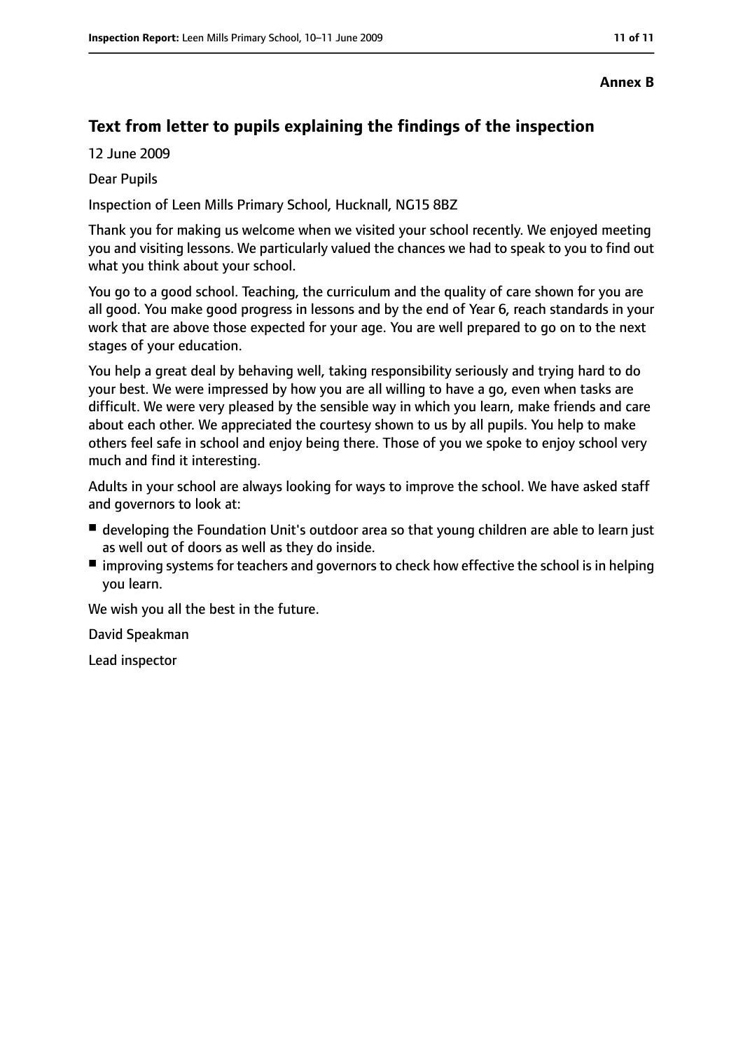**Annex B**

## Text from letter to pupils explaining the findings of the inspection

12 June 2009

Dear Pupils

Inspection of Leen Mills Primary School, Hucknall, NG15 8BZ

Thank you for making us welcome when we visited your school recently. We enjoyed meeting you and visiting lessons. We particularly valued the chances we had to speak to you to find out what you think about your school.

You go to a good school. Teaching, the curriculum and the quality of care shown for you are all good. You make good progress in lessons and by the end of Year 6, reach standards in your work that are above those expected for your age. You are well prepared to go on to the next stages of your education.

You help a great deal by behaving well, taking responsibility seriously and trying hard to do your best. We were impressed by how you are all willing to have a go, even when tasks are difficult. We were very pleased by the sensible way in which you learn, make friends and care about each other. We appreciated the courtesy shown to us by all pupils. You help to make others feel safe in school and enjoy being there. Those of you we spoke to enjoy school very much and find it interesting.

Adults in your school are always looking for ways to improve the school. We have asked staff and governors to look at:

- developing the Foundation Unit's outdoor area so that young children are able to learn just as well out of doors as well as they do inside.
- improving systems for teachers and governors to check how effective the school is in helping you learn.

We wish you all the best in the future.

David Speakman

Lead inspector